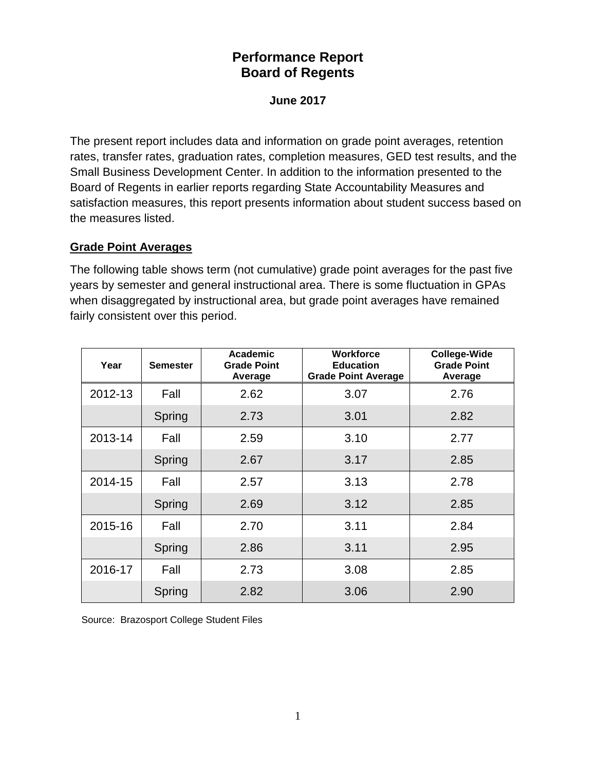# Performance Report
# Board of Regents

**June 2017**

The present report includes data and information on grade point averages, retention rates, transfer rates, graduation rates, completion measures, GED test results, and the Small Business Development Center. In addition to the information presented to the Board of Regents in earlier reports regarding State Accountability Measures and satisfaction measures, this report presents information about student success based on the measures listed.

## Grade Point Averages

The following table shows term (not cumulative) grade point averages for the past five years by semester and general instructional area. There is some fluctuation in GPAs when disaggregated by instructional area, but grade point averages have remained fairly consistent over this period.

| Year | Semester | Academic Grade Point Average | Workforce Education Grade Point Average | College-Wide Grade Point Average |
|---|---|---|---|---|
| 2012-13 | Fall | 2.62 | 3.07 | 2.76 |
| | Spring | 2.73 | 3.01 | 2.82 |
| 2013-14 | Fall | 2.59 | 3.10 | 2.77 |
| | Spring | 2.67 | 3.17 | 2.85 |
| 2014-15 | Fall | 2.57 | 3.13 | 2.78 |
| | Spring | 2.69 | 3.12 | 2.85 |
| 2015-16 | Fall | 2.70 | 3.11 | 2.84 |
| | Spring | 2.86 | 3.11 | 2.95 |
| 2016-17 | Fall | 2.73 | 3.08 | 2.85 |
| | Spring | 2.82 | 3.06 | 2.90 |

Source: Brazosport College Student Files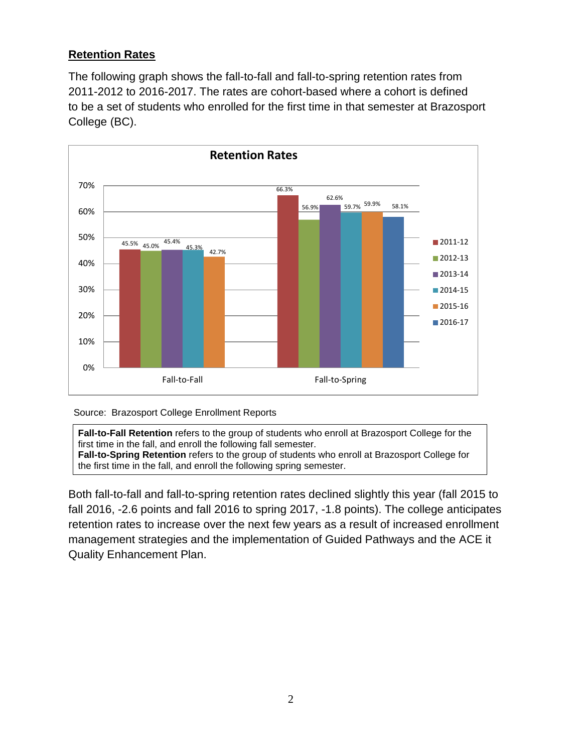## Retention Rates

The following graph shows the fall-to-fall and fall-to-spring retention rates from 2011-2012 to 2016-2017. The rates are cohort-based where a cohort is defined to be a set of students who enrolled for the first time in that semester at Brazosport College (BC).

**Retention Rates**

| | 2011-12 | 2012-13 | 2013-14 | 2014-15 | 2015-16 | 2016-17 |
|---|---|---|---|---|---|---|
| Fall-to-Fall | 45.5% | 45.0% | 45.4% | 45.3% | 42.7% | |
| Fall-to-Spring | 66.3% | 56.9% | 62.6% | 59.7% | 59.9% | 58.1% |

Source: Brazosport College Enrollment Reports

**Fall-to-Fall Retention** refers to the group of students who enroll at Brazosport College for the first time in the fall, and enroll the following fall semester.
**Fall-to-Spring Retention** refers to the group of students who enroll at Brazosport College for the first time in the fall, and enroll the following spring semester.

Both fall-to-fall and fall-to-spring retention rates declined slightly this year (fall 2015 to fall 2016, -2.6 points and fall 2016 to spring 2017, -1.8 points). The college anticipates retention rates to increase over the next few years as a result of increased enrollment management strategies and the implementation of Guided Pathways and the ACE it Quality Enhancement Plan.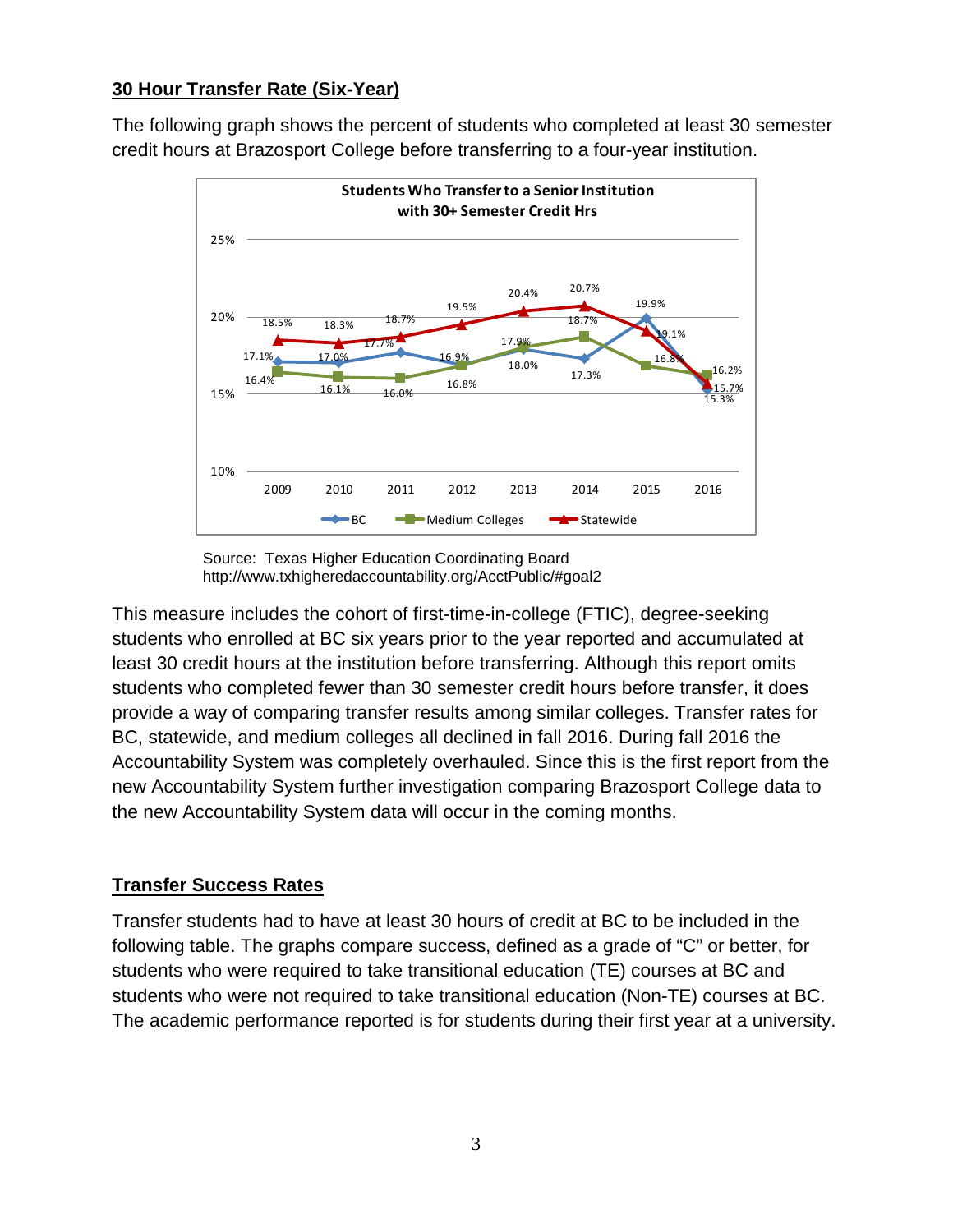## 30 Hour Transfer Rate (Six-Year)

The following graph shows the percent of students who completed at least 30 semester credit hours at Brazosport College before transferring to a four-year institution.

**Students Who Transfer to a Senior Institution with 30+ Semester Credit Hrs**

| Year | BC | Medium Colleges | Statewide |
|---|---|---|---|
| 2009 | 17.1% | 16.4% | 18.5% |
| 2010 | 17.0% | 16.1% | 18.3% |
| 2011 | 17.7% | 16.0% | 18.7% |
| 2012 | 16.9% | 16.8% | 19.5% |
| 2013 | 17.9% | 18.0% | 20.4% |
| 2014 | 17.3% | 18.7% | 20.7% |
| 2015 | 19.9% | 16.8% | 19.1% |
| 2016 | 15.3% | 16.2% | 15.7% |

Source: Texas Higher Education Coordinating Board
http://www.txhigheredaccountability.org/AcctPublic/#goal2

This measure includes the cohort of first-time-in-college (FTIC), degree-seeking students who enrolled at BC six years prior to the year reported and accumulated at least 30 credit hours at the institution before transferring. Although this report omits students who completed fewer than 30 semester credit hours before transfer, it does provide a way of comparing transfer results among similar colleges. Transfer rates for BC, statewide, and medium colleges all declined in fall 2016. During fall 2016 the Accountability System was completely overhauled. Since this is the first report from the new Accountability System further investigation comparing Brazosport College data to the new Accountability System data will occur in the coming months.

## Transfer Success Rates

Transfer students had to have at least 30 hours of credit at BC to be included in the following table. The graphs compare success, defined as a grade of "C" or better, for students who were required to take transitional education (TE) courses at BC and students who were not required to take transitional education (Non-TE) courses at BC. The academic performance reported is for students during their first year at a university.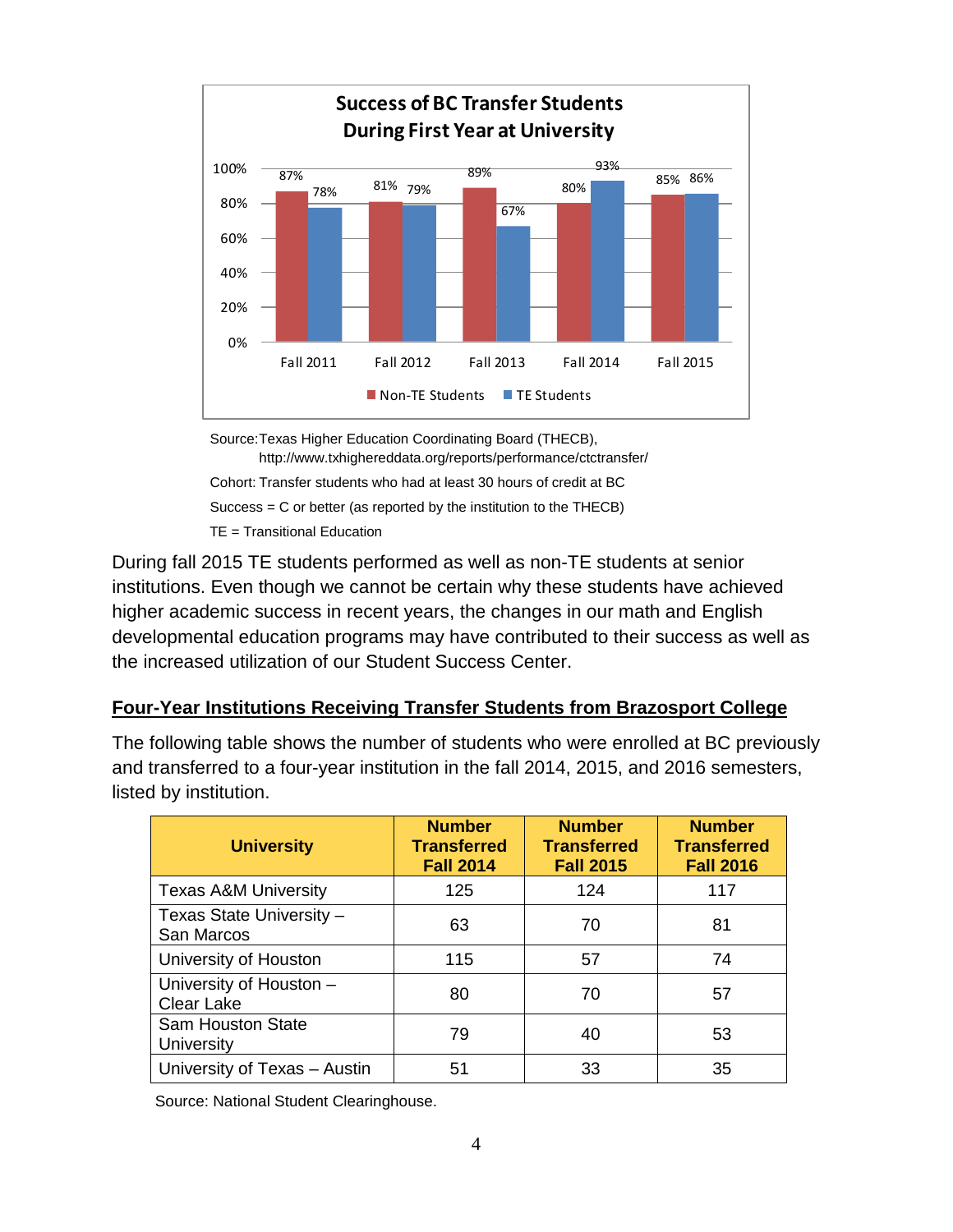**Success of BC Transfer Students During First Year at University**

| | Non-TE Students | TE Students |
|---|---|---|
| Fall 2011 | 87% | 78% |
| Fall 2012 | 81% | 79% |
| Fall 2013 | 89% | 67% |
| Fall 2014 | 80% | 93% |
| Fall 2015 | 85% | 86% |

Source: Texas Higher Education Coordinating Board (THECB), http://www.txhighereddata.org/reports/performance/ctctransfer/

Cohort: Transfer students who had at least 30 hours of credit at BC

Success = C or better (as reported by the institution to the THECB)

TE = Transitional Education

During fall 2015 TE students performed as well as non-TE students at senior institutions. Even though we cannot be certain why these students have achieved higher academic success in recent years, the changes in our math and English developmental education programs may have contributed to their success as well as the increased utilization of our Student Success Center.

## Four-Year Institutions Receiving Transfer Students from Brazosport College

The following table shows the number of students who were enrolled at BC previously and transferred to a four-year institution in the fall 2014, 2015, and 2016 semesters, listed by institution.

| University | Number Transferred Fall 2014 | Number Transferred Fall 2015 | Number Transferred Fall 2016 |
|---|---|---|---|
| Texas A&M University | 125 | 124 | 117 |
| Texas State University – San Marcos | 63 | 70 | 81 |
| University of Houston | 115 | 57 | 74 |
| University of Houston – Clear Lake | 80 | 70 | 57 |
| Sam Houston State University | 79 | 40 | 53 |
| University of Texas – Austin | 51 | 33 | 35 |

Source: National Student Clearinghouse.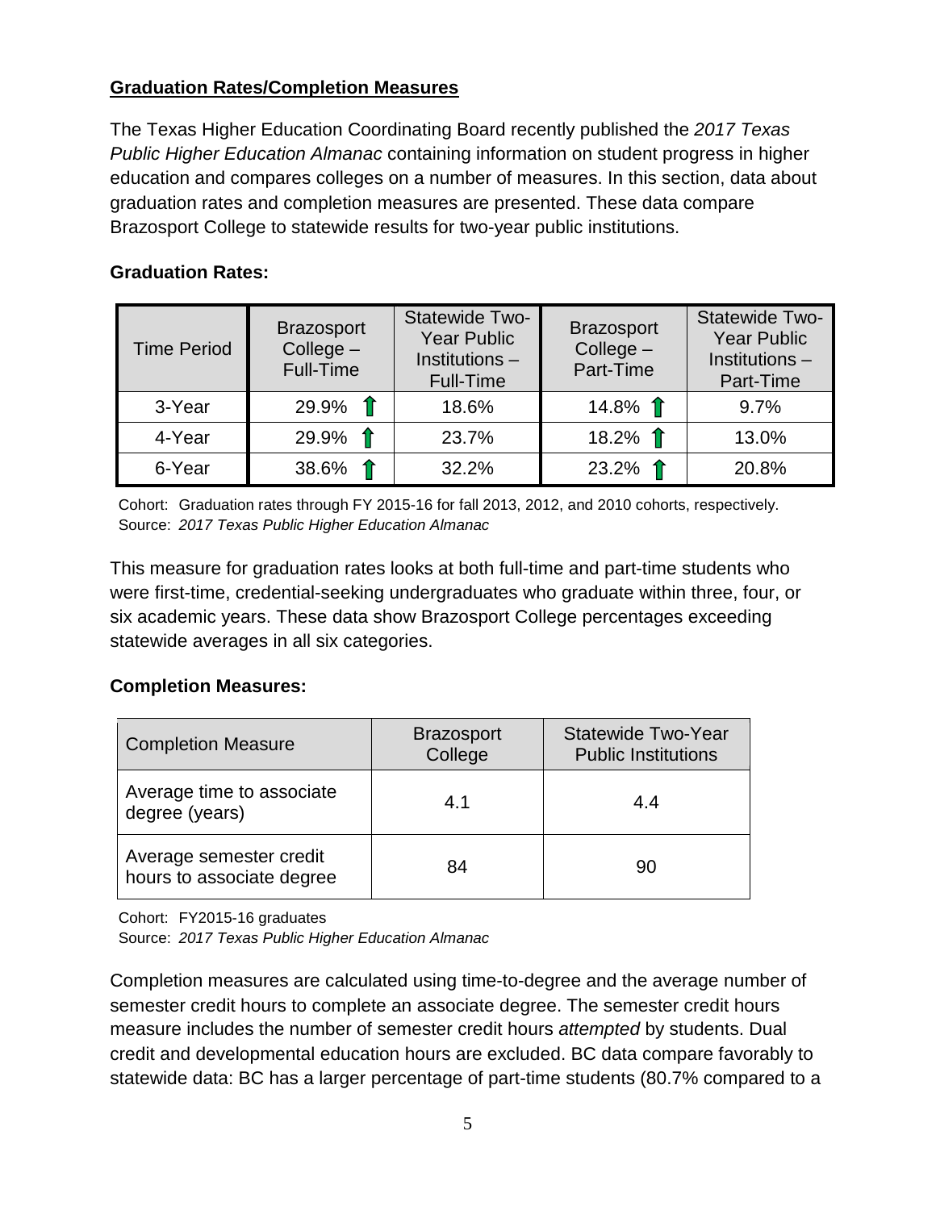**Graduation Rates/Completion Measures**

The Texas Higher Education Coordinating Board recently published the *2017 Texas Public Higher Education Almanac* containing information on student progress in higher education and compares colleges on a number of measures. In this section, data about graduation rates and completion measures are presented. These data compare Brazosport College to statewide results for two-year public institutions.

**Graduation Rates:**

| Time Period | Brazosport College – Full-Time | Statewide Two-Year Public Institutions – Full-Time | Brazosport College – Part-Time | Statewide Two-Year Public Institutions – Part-Time |
|---|---|---|---|---|
| 3-Year | 29.9% ↑ | 18.6% | 14.8% ↑ | 9.7% |
| 4-Year | 29.9% ↑ | 23.7% | 18.2% ↑ | 13.0% |
| 6-Year | 38.6% ↑ | 32.2% | 23.2% ↑ | 20.8% |

Cohort: Graduation rates through FY 2015-16 for fall 2013, 2012, and 2010 cohorts, respectively.
Source: *2017 Texas Public Higher Education Almanac*

This measure for graduation rates looks at both full-time and part-time students who were first-time, credential-seeking undergraduates who graduate within three, four, or six academic years. These data show Brazosport College percentages exceeding statewide averages in all six categories.

**Completion Measures:**

| Completion Measure | Brazosport College | Statewide Two-Year Public Institutions |
|---|---|---|
| Average time to associate degree (years) | 4.1 | 4.4 |
| Average semester credit hours to associate degree | 84 | 90 |

Cohort: FY2015-16 graduates
Source: *2017 Texas Public Higher Education Almanac*

Completion measures are calculated using time-to-degree and the average number of semester credit hours to complete an associate degree. The semester credit hours measure includes the number of semester credit hours *attempted* by students. Dual credit and developmental education hours are excluded. BC data compare favorably to statewide data: BC has a larger percentage of part-time students (80.7% compared to a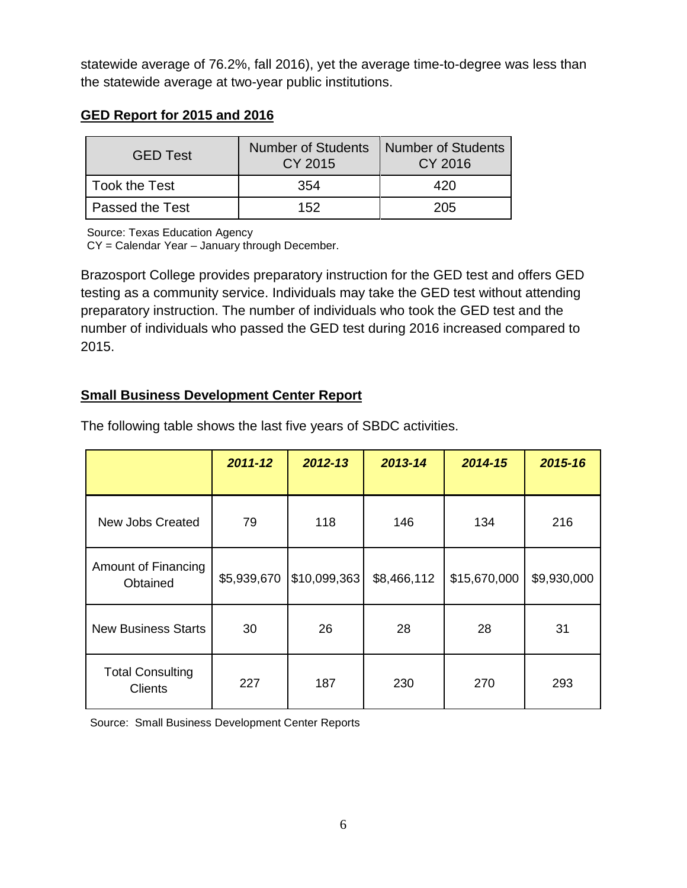statewide average of 76.2%, fall 2016), yet the average time-to-degree was less than the statewide average at two-year public institutions.

**GED Report for 2015 and 2016**

| GED Test | Number of Students CY 2015 | Number of Students CY 2016 |
|---|---|---|
| Took the Test | 354 | 420 |
| Passed the Test | 152 | 205 |

Source: Texas Education Agency
CY = Calendar Year – January through December.

Brazosport College provides preparatory instruction for the GED test and offers GED testing as a community service. Individuals may take the GED test without attending preparatory instruction. The number of individuals who took the GED test and the number of individuals who passed the GED test during 2016 increased compared to 2015.

**Small Business Development Center Report**

The following table shows the last five years of SBDC activities.

| | ***2011-12*** | ***2012-13*** | ***2013-14*** | ***2014-15*** | ***2015-16*** |
|---|---|---|---|---|---|
| New Jobs Created | 79 | 118 | 146 | 134 | 216 |
| Amount of Financing Obtained | $5,939,670 | $10,099,363 | $8,466,112 | $15,670,000 | $9,930,000 |
| New Business Starts | 30 | 26 | 28 | 28 | 31 |
| Total Consulting Clients | 227 | 187 | 230 | 270 | 293 |

Source: Small Business Development Center Reports